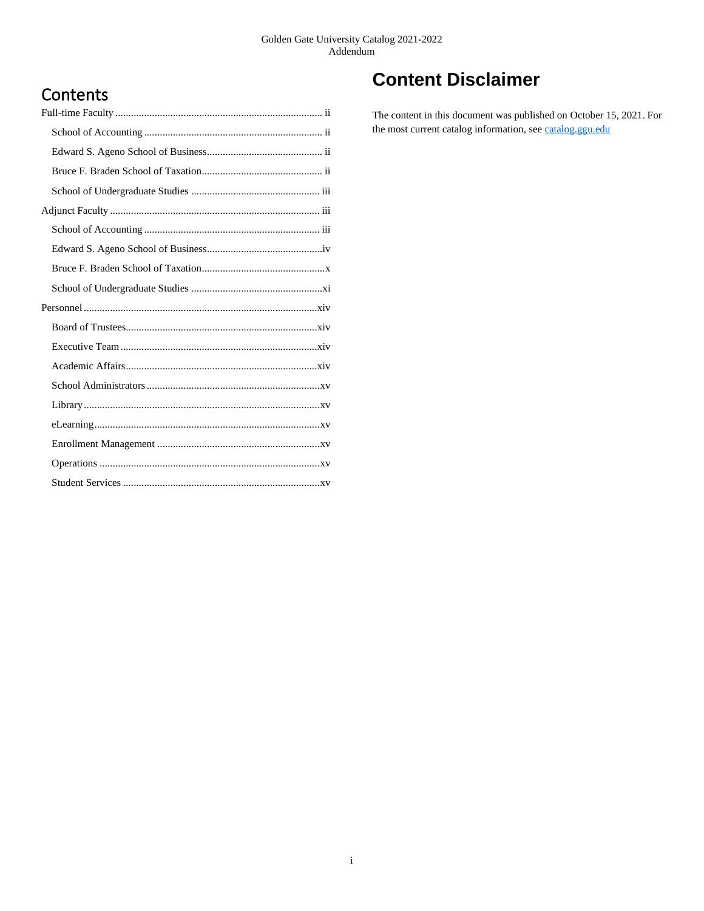## Contents

- Full-time Faculty ... ii
  - School of Accounting ... ii
  - Edward S. Ageno School of Business ... ii
  - Bruce F. Braden School of Taxation ... ii
  - School of Undergraduate Studies ... iii
- Adjunct Faculty ... iii
  - School of Accounting ... iii
  - Edward S. Ageno School of Business ... iv
  - Bruce F. Braden School of Taxation ... x
  - School of Undergraduate Studies ... xi
- Personnel ... xiv
  - Board of Trustees ... xiv
  - Executive Team ... xiv
  - Academic Affairs ... xiv
  - School Administrators ... xv
  - Library ... xv
  - eLearning ... xv
  - Enrollment Management ... xv
  - Operations ... xv
  - Student Services ... xv

# Content Disclaimer

The content in this document was published on October 15, 2021. For the most current catalog information, see [catalog.ggu.edu](catalog.ggu.edu)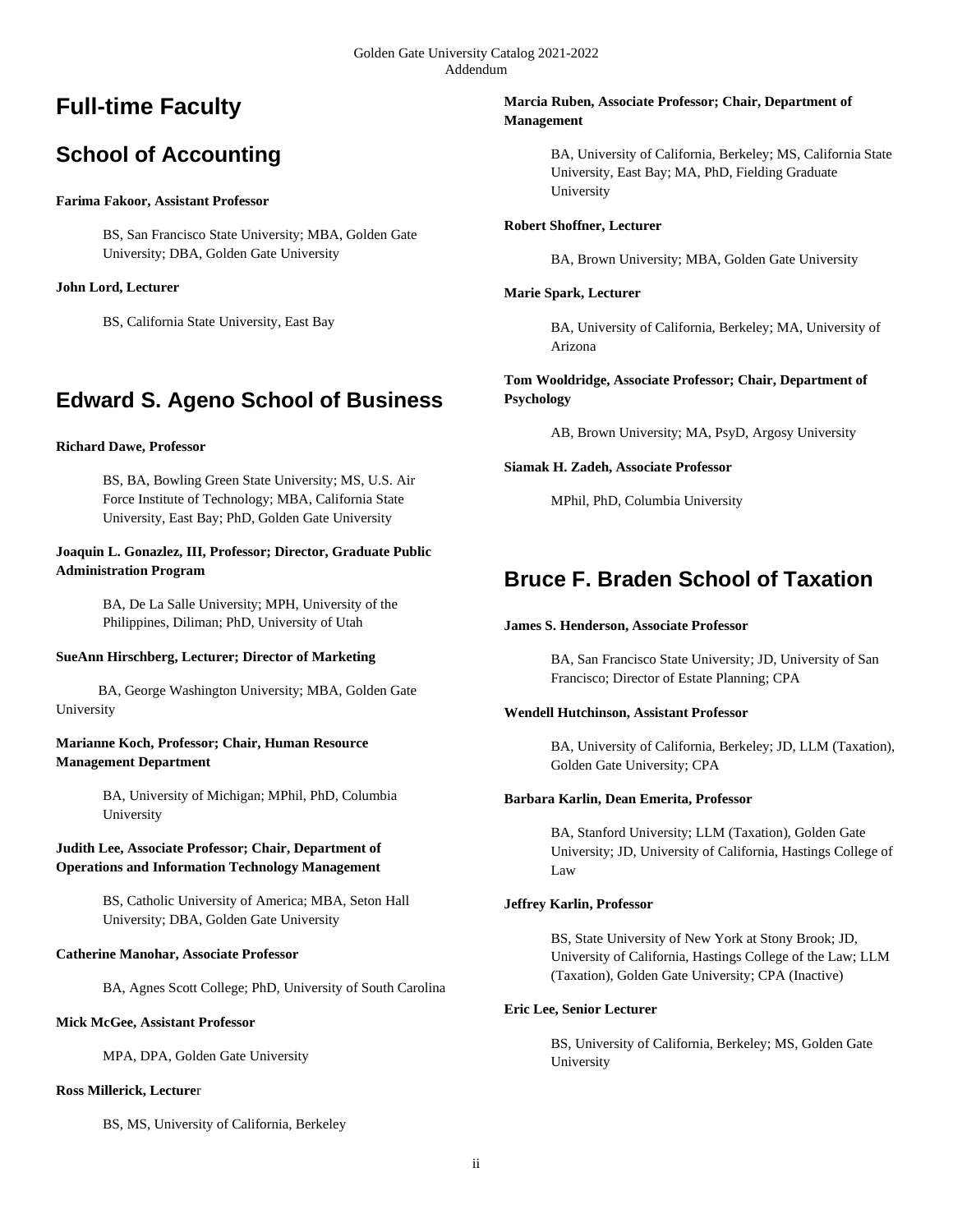# Full-time Faculty

## School of Accounting

**Farima Fakoor, Assistant Professor**

BS, San Francisco State University; MBA, Golden Gate University; DBA, Golden Gate University

**John Lord, Lecturer**

BS, California State University, East Bay

## Edward S. Ageno School of Business

**Richard Dawe, Professor**

BS, BA, Bowling Green State University; MS, U.S. Air Force Institute of Technology; MBA, California State University, East Bay; PhD, Golden Gate University

**Joaquin L. Gonazlez, III, Professor; Director, Graduate Public Administration Program**

BA, De La Salle University; MPH, University of the Philippines, Diliman; PhD, University of Utah

**SueAnn Hirschberg, Lecturer; Director of Marketing**

BA, George Washington University; MBA, Golden Gate University

**Marianne Koch, Professor; Chair, Human Resource Management Department**

BA, University of Michigan; MPhil, PhD, Columbia University

**Judith Lee, Associate Professor; Chair, Department of Operations and Information Technology Management**

BS, Catholic University of America; MBA, Seton Hall University; DBA, Golden Gate University

**Catherine Manohar, Associate Professor**

BA, Agnes Scott College; PhD, University of South Carolina

**Mick McGee, Assistant Professor**

MPA, DPA, Golden Gate University

**Ross Millerick, Lecturer**

BS, MS, University of California, Berkeley

**Marcia Ruben, Associate Professor; Chair, Department of Management**

BA, University of California, Berkeley; MS, California State University, East Bay; MA, PhD, Fielding Graduate University

**Robert Shoffner, Lecturer**

BA, Brown University; MBA, Golden Gate University

**Marie Spark, Lecturer**

BA, University of California, Berkeley; MA, University of Arizona

**Tom Wooldridge, Associate Professor; Chair, Department of Psychology**

AB, Brown University; MA, PsyD, Argosy University

**Siamak H. Zadeh, Associate Professor**

MPhil, PhD, Columbia University

## Bruce F. Braden School of Taxation

**James S. Henderson, Associate Professor**

BA, San Francisco State University; JD, University of San Francisco; Director of Estate Planning; CPA

**Wendell Hutchinson, Assistant Professor**

BA, University of California, Berkeley; JD, LLM (Taxation), Golden Gate University; CPA

**Barbara Karlin, Dean Emerita, Professor**

BA, Stanford University; LLM (Taxation), Golden Gate University; JD, University of California, Hastings College of Law

**Jeffrey Karlin, Professor**

BS, State University of New York at Stony Brook; JD, University of California, Hastings College of the Law; LLM (Taxation), Golden Gate University; CPA (Inactive)

**Eric Lee, Senior Lecturer**

BS, University of California, Berkeley; MS, Golden Gate University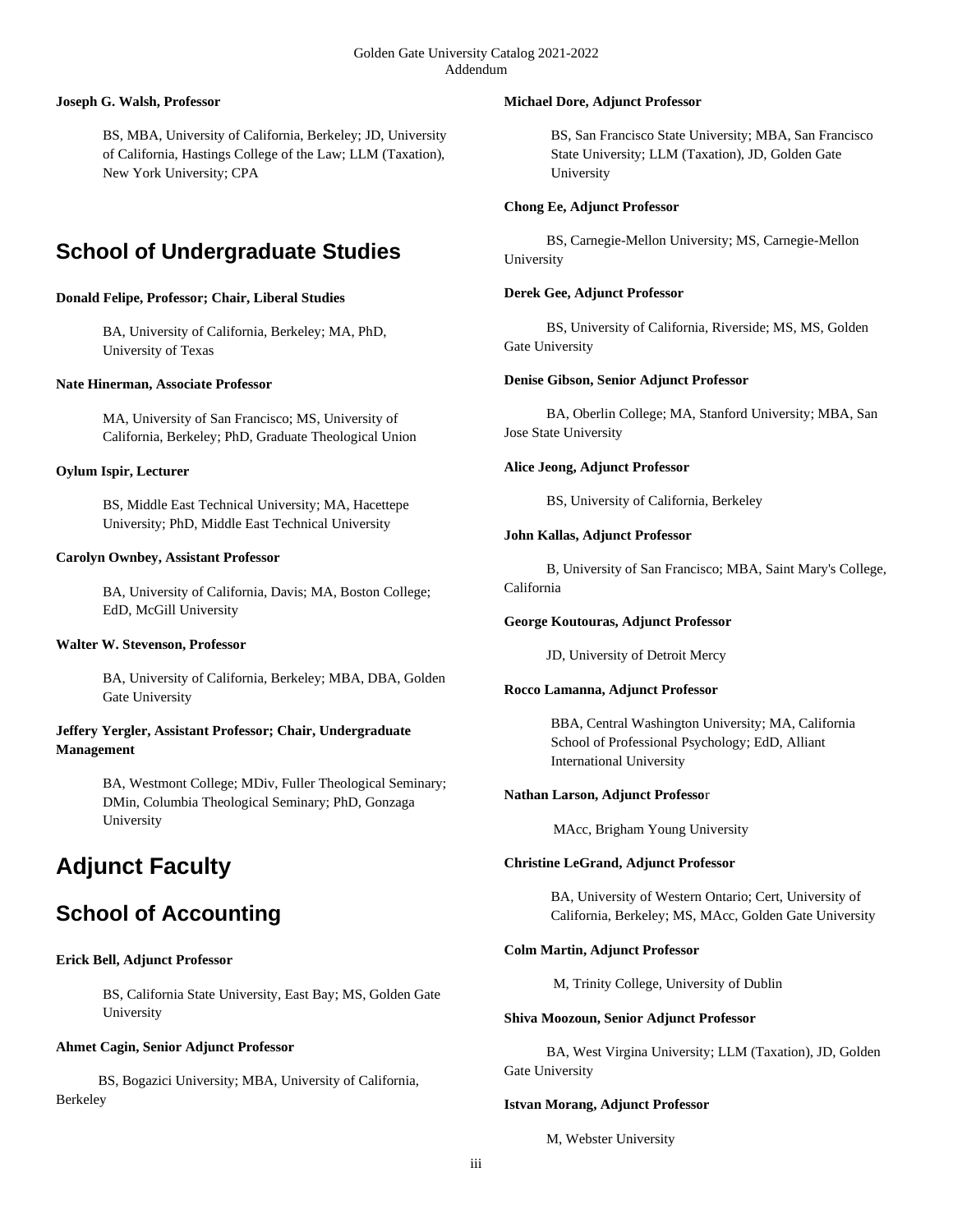**Joseph G. Walsh, Professor**

BS, MBA, University of California, Berkeley; JD, University of California, Hastings College of the Law; LLM (Taxation), New York University; CPA

## School of Undergraduate Studies

**Donald Felipe, Professor; Chair, Liberal Studies**

BA, University of California, Berkeley; MA, PhD, University of Texas

**Nate Hinerman, Associate Professor**

MA, University of San Francisco; MS, University of California, Berkeley; PhD, Graduate Theological Union

**Oylum Ispir, Lecturer**

BS, Middle East Technical University; MA, Hacettepe University; PhD, Middle East Technical University

**Carolyn Ownbey, Assistant Professor**

BA, University of California, Davis; MA, Boston College; EdD, McGill University

**Walter W. Stevenson, Professor**

BA, University of California, Berkeley; MBA, DBA, Golden Gate University

**Jeffery Yergler, Assistant Professor; Chair, Undergraduate Management**

BA, Westmont College; MDiv, Fuller Theological Seminary; DMin, Columbia Theological Seminary; PhD, Gonzaga University

# Adjunct Faculty

## School of Accounting

**Erick Bell, Adjunct Professor**

BS, California State University, East Bay; MS, Golden Gate University

**Ahmet Cagin, Senior Adjunct Professor**

BS, Bogazici University; MBA, University of California, Berkeley

**Michael Dore, Adjunct Professor**

BS, San Francisco State University; MBA, San Francisco State University; LLM (Taxation), JD, Golden Gate University

**Chong Ee, Adjunct Professor**

BS, Carnegie-Mellon University; MS, Carnegie-Mellon University

**Derek Gee, Adjunct Professor**

BS, University of California, Riverside; MS, MS, Golden Gate University

**Denise Gibson, Senior Adjunct Professor**

BA, Oberlin College; MA, Stanford University; MBA, San Jose State University

**Alice Jeong, Adjunct Professor**

BS, University of California, Berkeley

**John Kallas, Adjunct Professor**

B, University of San Francisco; MBA, Saint Mary's College, California

**George Koutouras, Adjunct Professor**

JD, University of Detroit Mercy

**Rocco Lamanna, Adjunct Professor**

BBA, Central Washington University; MA, California School of Professional Psychology; EdD, Alliant International University

**Nathan Larson, Adjunct Professor**

MAcc, Brigham Young University

**Christine LeGrand, Adjunct Professor**

BA, University of Western Ontario; Cert, University of California, Berkeley; MS, MAcc, Golden Gate University

**Colm Martin, Adjunct Professor**

M, Trinity College, University of Dublin

**Shiva Moozoun, Senior Adjunct Professor**

BA, West Virgina University; LLM (Taxation), JD, Golden Gate University

**Istvan Morang, Adjunct Professor**

M, Webster University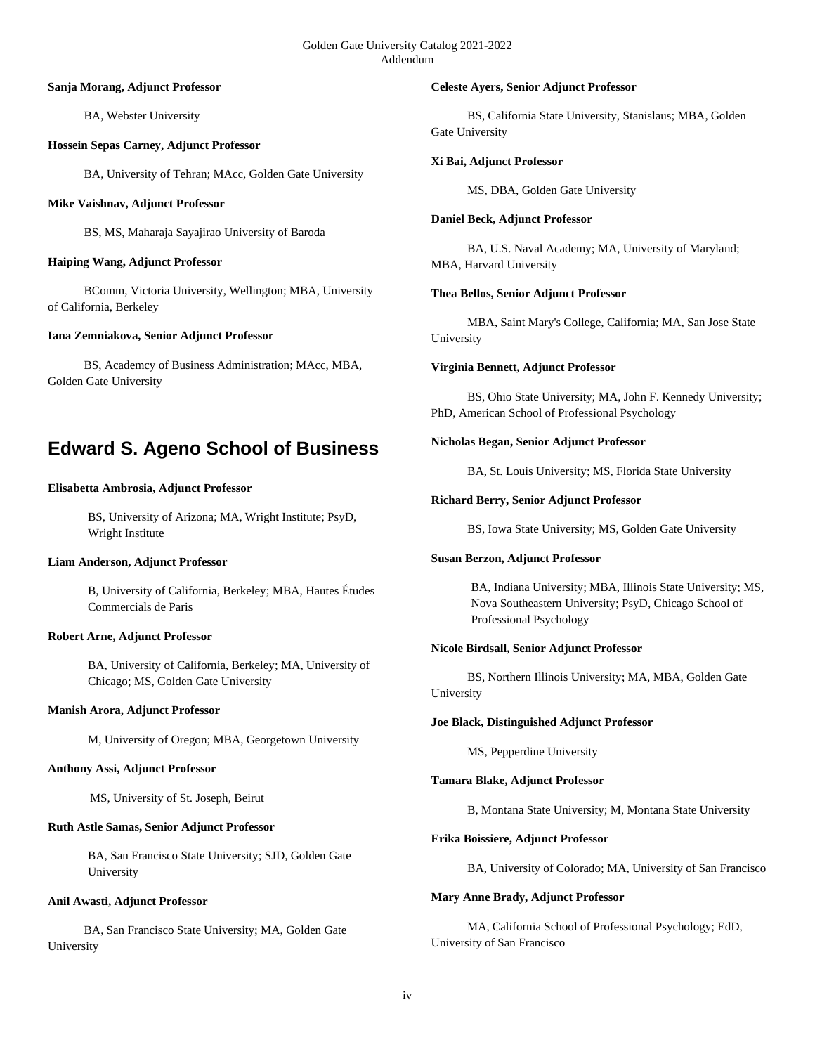**Sanja Morang, Adjunct Professor**

BA, Webster University

**Hossein Sepas Carney, Adjunct Professor**

BA, University of Tehran; MAcc, Golden Gate University

**Mike Vaishnav, Adjunct Professor**

BS, MS, Maharaja Sayajirao University of Baroda

**Haiping Wang, Adjunct Professor**

BComm, Victoria University, Wellington; MBA, University of California, Berkeley

**Iana Zemniakova, Senior Adjunct Professor**

BS, Academcy of Business Administration; MAcc, MBA, Golden Gate University

## Edward S. Ageno School of Business

**Elisabetta Ambrosia, Adjunct Professor**

BS, University of Arizona; MA, Wright Institute; PsyD, Wright Institute

**Liam Anderson, Adjunct Professor**

B, University of California, Berkeley; MBA, Hautes Études Commercials de Paris

**Robert Arne, Adjunct Professor**

BA, University of California, Berkeley; MA, University of Chicago; MS, Golden Gate University

**Manish Arora, Adjunct Professor**

M, University of Oregon; MBA, Georgetown University

**Anthony Assi, Adjunct Professor**

MS, University of St. Joseph, Beirut

**Ruth Astle Samas, Senior Adjunct Professor**

BA, San Francisco State University; SJD, Golden Gate University

**Anil Awasti, Adjunct Professor**

BA, San Francisco State University; MA, Golden Gate University

**Celeste Ayers, Senior Adjunct Professor**

BS, California State University, Stanislaus; MBA, Golden Gate University

**Xi Bai, Adjunct Professor**

MS, DBA, Golden Gate University

**Daniel Beck, Adjunct Professor**

BA, U.S. Naval Academy; MA, University of Maryland; MBA, Harvard University

**Thea Bellos, Senior Adjunct Professor**

MBA, Saint Mary's College, California; MA, San Jose State University

**Virginia Bennett, Adjunct Professor**

BS, Ohio State University; MA, John F. Kennedy University; PhD, American School of Professional Psychology

**Nicholas Began, Senior Adjunct Professor**

BA, St. Louis University; MS, Florida State University

**Richard Berry, Senior Adjunct Professor**

BS, Iowa State University; MS, Golden Gate University

**Susan Berzon, Adjunct Professor**

BA, Indiana University; MBA, Illinois State University; MS, Nova Southeastern University; PsyD, Chicago School of Professional Psychology

**Nicole Birdsall, Senior Adjunct Professor**

BS, Northern Illinois University; MA, MBA, Golden Gate University

**Joe Black, Distinguished Adjunct Professor**

MS, Pepperdine University

**Tamara Blake, Adjunct Professor**

B, Montana State University; M, Montana State University

**Erika Boissiere, Adjunct Professor**

BA, University of Colorado; MA, University of San Francisco

**Mary Anne Brady, Adjunct Professor**

MA, California School of Professional Psychology; EdD, University of San Francisco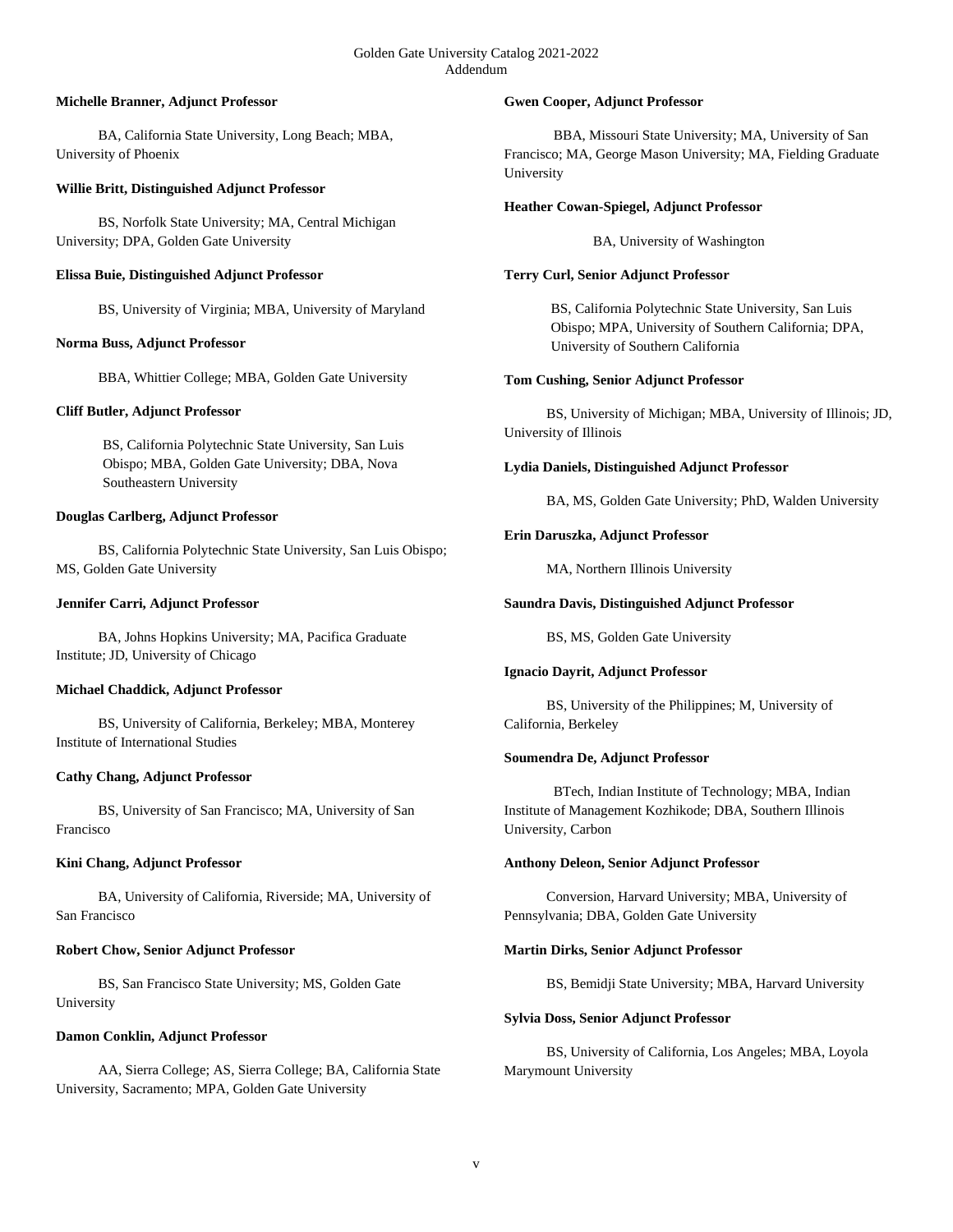**Michelle Branner, Adjunct Professor**

BA, California State University, Long Beach; MBA, University of Phoenix

**Willie Britt, Distinguished Adjunct Professor**

BS, Norfolk State University; MA, Central Michigan University; DPA, Golden Gate University

**Elissa Buie, Distinguished Adjunct Professor**

BS, University of Virginia; MBA, University of Maryland

**Norma Buss, Adjunct Professor**

BBA, Whittier College; MBA, Golden Gate University

**Cliff Butler, Adjunct Professor**

BS, California Polytechnic State University, San Luis Obispo; MBA, Golden Gate University; DBA, Nova Southeastern University

**Douglas Carlberg, Adjunct Professor**

BS, California Polytechnic State University, San Luis Obispo; MS, Golden Gate University

**Jennifer Carri, Adjunct Professor**

BA, Johns Hopkins University; MA, Pacifica Graduate Institute; JD, University of Chicago

**Michael Chaddick, Adjunct Professor**

BS, University of California, Berkeley; MBA, Monterey Institute of International Studies

**Cathy Chang, Adjunct Professor**

BS, University of San Francisco; MA, University of San Francisco

**Kini Chang, Adjunct Professor**

BA, University of California, Riverside; MA, University of San Francisco

**Robert Chow, Senior Adjunct Professor**

BS, San Francisco State University; MS, Golden Gate University

**Damon Conklin, Adjunct Professor**

AA, Sierra College; AS, Sierra College; BA, California State University, Sacramento; MPA, Golden Gate University

**Gwen Cooper, Adjunct Professor**

BBA, Missouri State University; MA, University of San Francisco; MA, George Mason University; MA, Fielding Graduate University

**Heather Cowan-Spiegel, Adjunct Professor**

BA, University of Washington

**Terry Curl, Senior Adjunct Professor**

BS, California Polytechnic State University, San Luis Obispo; MPA, University of Southern California; DPA, University of Southern California

**Tom Cushing, Senior Adjunct Professor**

BS, University of Michigan; MBA, University of Illinois; JD, University of Illinois

**Lydia Daniels, Distinguished Adjunct Professor**

BA, MS, Golden Gate University; PhD, Walden University

**Erin Daruszka, Adjunct Professor**

MA, Northern Illinois University

**Saundra Davis, Distinguished Adjunct Professor**

BS, MS, Golden Gate University

**Ignacio Dayrit, Adjunct Professor**

BS, University of the Philippines; M, University of California, Berkeley

**Soumendra De, Adjunct Professor**

BTech, Indian Institute of Technology; MBA, Indian Institute of Management Kozhikode; DBA, Southern Illinois University, Carbon

**Anthony Deleon, Senior Adjunct Professor**

Conversion, Harvard University; MBA, University of Pennsylvania; DBA, Golden Gate University

**Martin Dirks, Senior Adjunct Professor**

BS, Bemidji State University; MBA, Harvard University

**Sylvia Doss, Senior Adjunct Professor**

BS, University of California, Los Angeles; MBA, Loyola Marymount University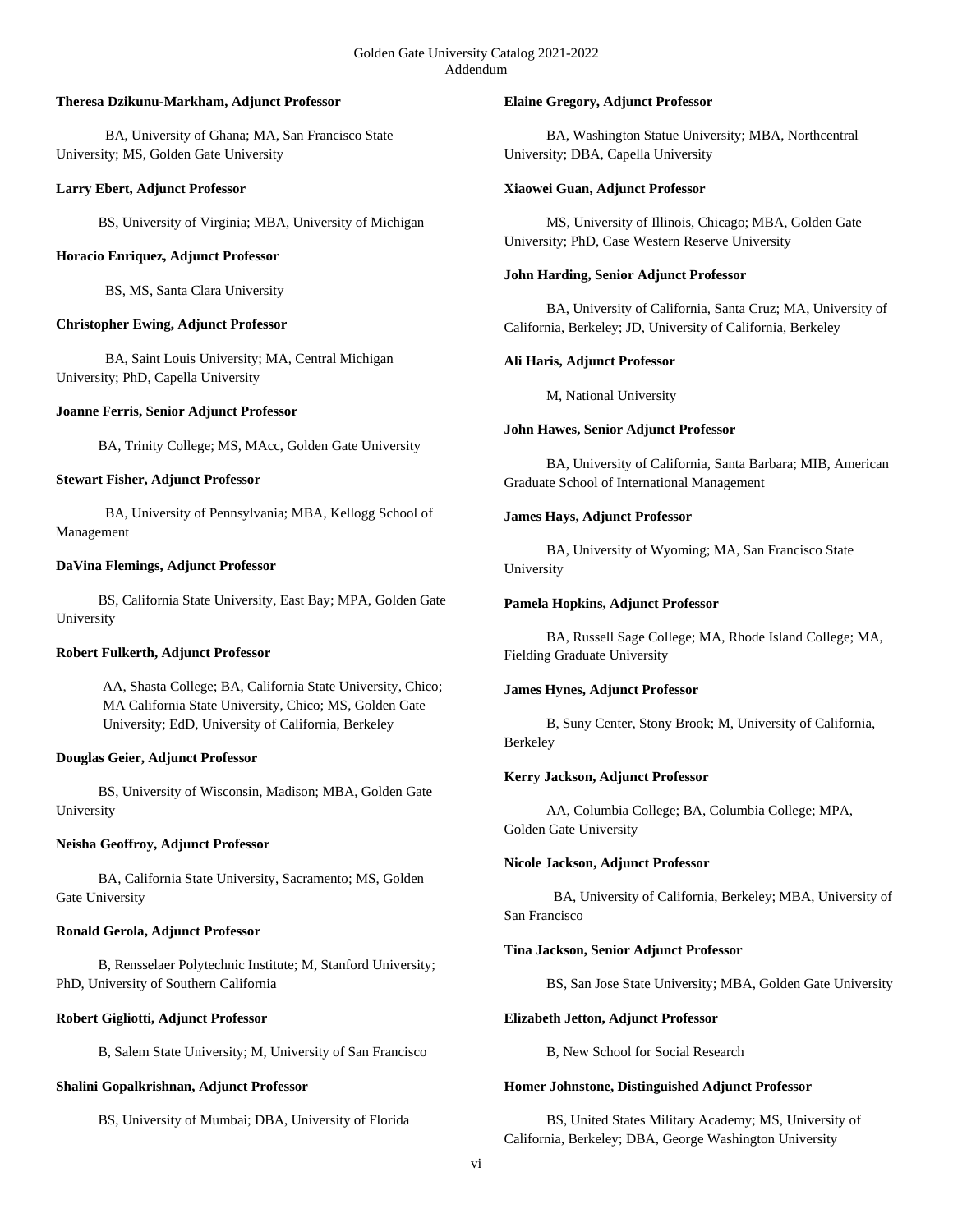**Theresa Dzikunu-Markham, Adjunct Professor**

BA, University of Ghana; MA, San Francisco State University; MS, Golden Gate University

**Larry Ebert, Adjunct Professor**

BS, University of Virginia; MBA, University of Michigan

**Horacio Enriquez, Adjunct Professor**

BS, MS, Santa Clara University

**Christopher Ewing, Adjunct Professor**

BA, Saint Louis University; MA, Central Michigan University; PhD, Capella University

**Joanne Ferris, Senior Adjunct Professor**

BA, Trinity College; MS, MAcc, Golden Gate University

**Stewart Fisher, Adjunct Professor**

BA, University of Pennsylvania; MBA, Kellogg School of Management

**DaVina Flemings, Adjunct Professor**

BS, California State University, East Bay; MPA, Golden Gate University

**Robert Fulkerth, Adjunct Professor**

AA, Shasta College; BA, California State University, Chico; MA California State University, Chico; MS, Golden Gate University; EdD, University of California, Berkeley

**Douglas Geier, Adjunct Professor**

BS, University of Wisconsin, Madison; MBA, Golden Gate University

**Neisha Geoffroy, Adjunct Professor**

BA, California State University, Sacramento; MS, Golden Gate University

**Ronald Gerola, Adjunct Professor**

B, Rensselaer Polytechnic Institute; M, Stanford University; PhD, University of Southern California

**Robert Gigliotti, Adjunct Professor**

B, Salem State University; M, University of San Francisco

**Shalini Gopalkrishnan, Adjunct Professor**

BS, University of Mumbai; DBA, University of Florida

**Elaine Gregory, Adjunct Professor**

BA, Washington Statue University; MBA, Northcentral University; DBA, Capella University

**Xiaowei Guan, Adjunct Professor**

MS, University of Illinois, Chicago; MBA, Golden Gate University; PhD, Case Western Reserve University

**John Harding, Senior Adjunct Professor**

BA, University of California, Santa Cruz; MA, University of California, Berkeley; JD, University of California, Berkeley

**Ali Haris, Adjunct Professor**

M, National University

**John Hawes, Senior Adjunct Professor**

BA, University of California, Santa Barbara; MIB, American Graduate School of International Management

**James Hays, Adjunct Professor**

BA, University of Wyoming; MA, San Francisco State University

**Pamela Hopkins, Adjunct Professor**

BA, Russell Sage College; MA, Rhode Island College; MA, Fielding Graduate University

**James Hynes, Adjunct Professor**

B, Suny Center, Stony Brook; M, University of California, Berkeley

**Kerry Jackson, Adjunct Professor**

AA, Columbia College; BA, Columbia College; MPA, Golden Gate University

**Nicole Jackson, Adjunct Professor**

BA, University of California, Berkeley; MBA, University of San Francisco

**Tina Jackson, Senior Adjunct Professor**

BS, San Jose State University; MBA, Golden Gate University

**Elizabeth Jetton, Adjunct Professor**

B, New School for Social Research

**Homer Johnstone, Distinguished Adjunct Professor**

BS, United States Military Academy; MS, University of California, Berkeley; DBA, George Washington University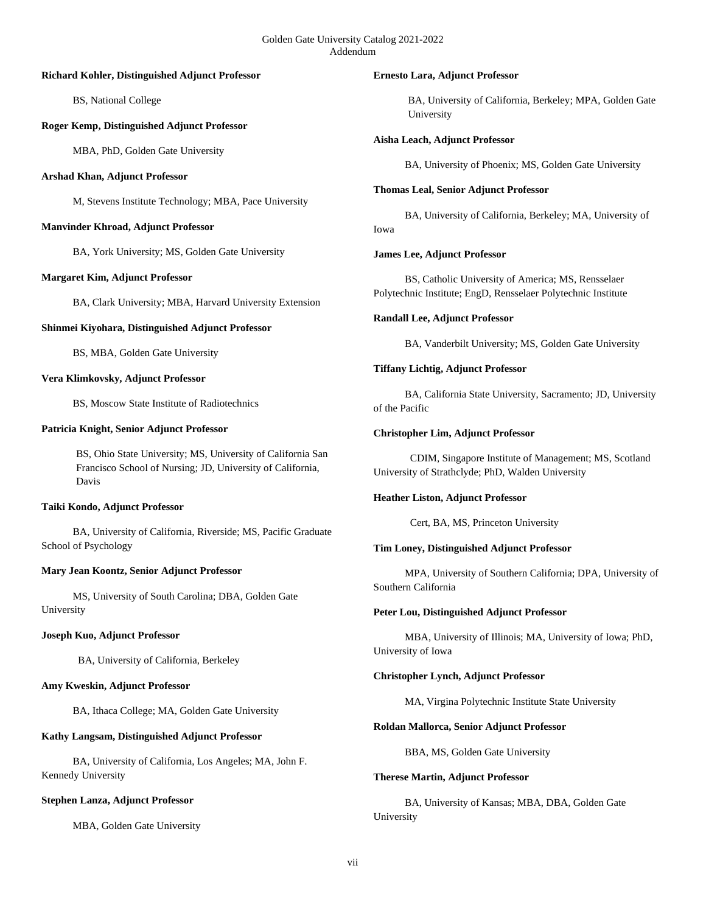**Richard Kohler, Distinguished Adjunct Professor**

BS, National College

**Roger Kemp, Distinguished Adjunct Professor**

MBA, PhD, Golden Gate University

**Arshad Khan, Adjunct Professor**

M, Stevens Institute Technology; MBA, Pace University

**Manvinder Khroad, Adjunct Professor**

BA, York University; MS, Golden Gate University

**Margaret Kim, Adjunct Professor**

BA, Clark University; MBA, Harvard University Extension

**Shinmei Kiyohara, Distinguished Adjunct Professor**

BS, MBA, Golden Gate University

**Vera Klimkovsky, Adjunct Professor**

BS, Moscow State Institute of Radiotechnics

**Patricia Knight, Senior Adjunct Professor**

BS, Ohio State University; MS, University of California San Francisco School of Nursing; JD, University of California, Davis

**Taiki Kondo, Adjunct Professor**

BA, University of California, Riverside; MS, Pacific Graduate School of Psychology

**Mary Jean Koontz, Senior Adjunct Professor**

MS, University of South Carolina; DBA, Golden Gate University

**Joseph Kuo, Adjunct Professor**

BA, University of California, Berkeley

**Amy Kweskin, Adjunct Professor**

BA, Ithaca College; MA, Golden Gate University

**Kathy Langsam, Distinguished Adjunct Professor**

BA, University of California, Los Angeles; MA, John F. Kennedy University

**Stephen Lanza, Adjunct Professor**

MBA, Golden Gate University

**Ernesto Lara, Adjunct Professor**

BA, University of California, Berkeley; MPA, Golden Gate University

**Aisha Leach, Adjunct Professor**

BA, University of Phoenix; MS, Golden Gate University

**Thomas Leal, Senior Adjunct Professor**

BA, University of California, Berkeley; MA, University of Iowa

**James Lee, Adjunct Professor**

BS, Catholic University of America; MS, Rensselaer Polytechnic Institute; EngD, Rensselaer Polytechnic Institute

**Randall Lee, Adjunct Professor**

BA, Vanderbilt University; MS, Golden Gate University

**Tiffany Lichtig, Adjunct Professor**

BA, California State University, Sacramento; JD, University of the Pacific

**Christopher Lim, Adjunct Professor**

CDIM, Singapore Institute of Management; MS, Scotland University of Strathclyde; PhD, Walden University

**Heather Liston, Adjunct Professor**

Cert, BA, MS, Princeton University

**Tim Loney, Distinguished Adjunct Professor**

MPA, University of Southern California; DPA, University of Southern California

**Peter Lou, Distinguished Adjunct Professor**

MBA, University of Illinois; MA, University of Iowa; PhD, University of Iowa

**Christopher Lynch, Adjunct Professor**

MA, Virgina Polytechnic Institute State University

**Roldan Mallorca, Senior Adjunct Professor**

BBA, MS, Golden Gate University

**Therese Martin, Adjunct Professor**

BA, University of Kansas; MBA, DBA, Golden Gate University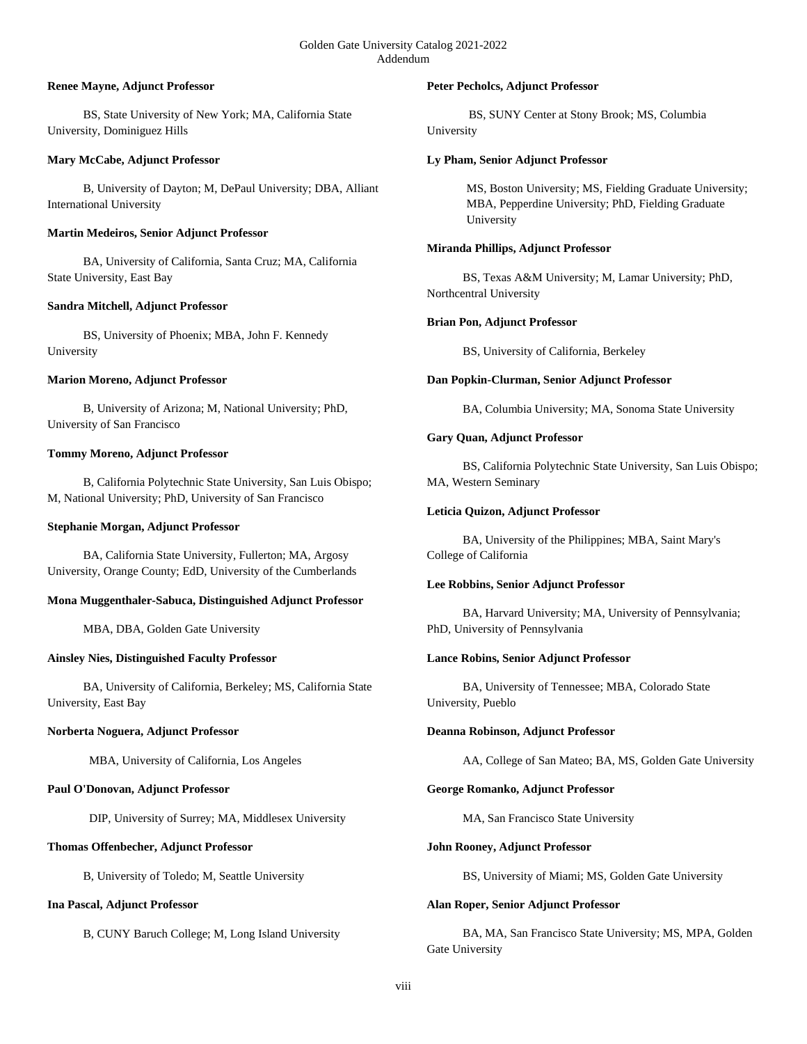**Renee Mayne, Adjunct Professor**

BS, State University of New York; MA, California State University, Dominiguez Hills

**Mary McCabe, Adjunct Professor**

B, University of Dayton; M, DePaul University; DBA, Alliant International University

**Martin Medeiros, Senior Adjunct Professor**

BA, University of California, Santa Cruz; MA, California State University, East Bay

**Sandra Mitchell, Adjunct Professor**

BS, University of Phoenix; MBA, John F. Kennedy University

**Marion Moreno, Adjunct Professor**

B, University of Arizona; M, National University; PhD, University of San Francisco

**Tommy Moreno, Adjunct Professor**

B, California Polytechnic State University, San Luis Obispo; M, National University; PhD, University of San Francisco

**Stephanie Morgan, Adjunct Professor**

BA, California State University, Fullerton; MA, Argosy University, Orange County; EdD, University of the Cumberlands

**Mona Muggenthaler-Sabuca, Distinguished Adjunct Professor**

MBA, DBA, Golden Gate University

**Ainsley Nies, Distinguished Faculty Professor**

BA, University of California, Berkeley; MS, California State University, East Bay

**Norberta Noguera, Adjunct Professor**

MBA, University of California, Los Angeles

**Paul O'Donovan, Adjunct Professor**

DIP, University of Surrey; MA, Middlesex University

**Thomas Offenbecher, Adjunct Professor**

B, University of Toledo; M, Seattle University

**Ina Pascal, Adjunct Professor**

B, CUNY Baruch College; M, Long Island University

**Peter Pecholcs, Adjunct Professor**

BS, SUNY Center at Stony Brook; MS, Columbia University

**Ly Pham, Senior Adjunct Professor**

MS, Boston University; MS, Fielding Graduate University; MBA, Pepperdine University; PhD, Fielding Graduate University

**Miranda Phillips, Adjunct Professor**

BS, Texas A&M University; M, Lamar University; PhD, Northcentral University

**Brian Pon, Adjunct Professor**

BS, University of California, Berkeley

**Dan Popkin-Clurman, Senior Adjunct Professor**

BA, Columbia University; MA, Sonoma State University

**Gary Quan, Adjunct Professor**

BS, California Polytechnic State University, San Luis Obispo; MA, Western Seminary

**Leticia Quizon, Adjunct Professor**

BA, University of the Philippines; MBA, Saint Mary's College of California

**Lee Robbins, Senior Adjunct Professor**

BA, Harvard University; MA, University of Pennsylvania; PhD, University of Pennsylvania

**Lance Robins, Senior Adjunct Professor**

BA, University of Tennessee; MBA, Colorado State University, Pueblo

**Deanna Robinson, Adjunct Professor**

AA, College of San Mateo; BA, MS, Golden Gate University

**George Romanko, Adjunct Professor**

MA, San Francisco State University

**John Rooney, Adjunct Professor**

BS, University of Miami; MS, Golden Gate University

**Alan Roper, Senior Adjunct Professor**

BA, MA, San Francisco State University; MS, MPA, Golden Gate University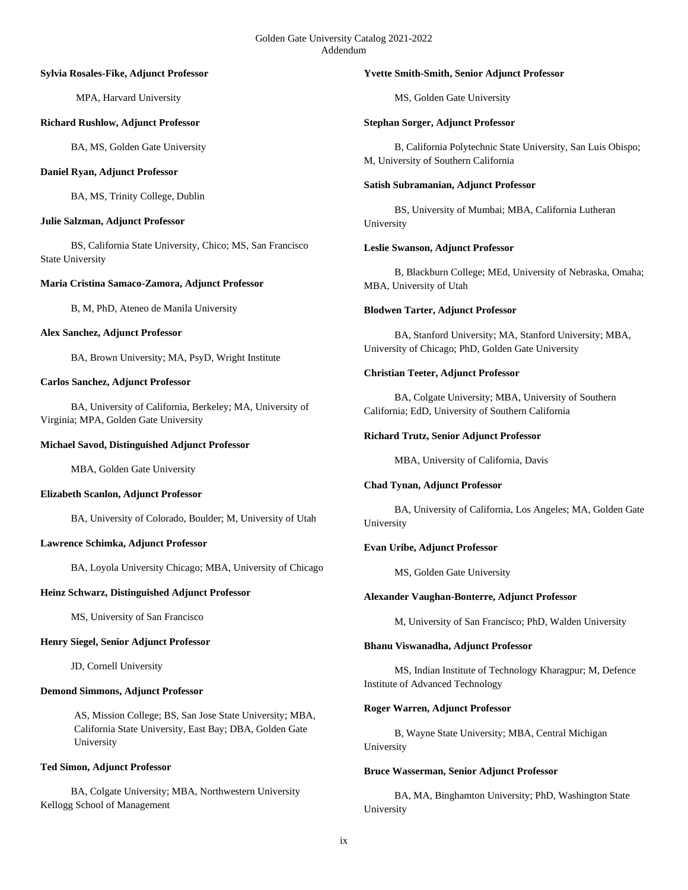**Sylvia Rosales-Fike, Adjunct Professor**

MPA, Harvard University

**Richard Rushlow, Adjunct Professor**

BA, MS, Golden Gate University

**Daniel Ryan, Adjunct Professor**

BA, MS, Trinity College, Dublin

**Julie Salzman, Adjunct Professor**

BS, California State University, Chico; MS, San Francisco State University

**Maria Cristina Samaco-Zamora, Adjunct Professor**

B, M, PhD, Ateneo de Manila University

**Alex Sanchez, Adjunct Professor**

BA, Brown University; MA, PsyD, Wright Institute

**Carlos Sanchez, Adjunct Professor**

BA, University of California, Berkeley; MA, University of Virginia; MPA, Golden Gate University

**Michael Savod, Distinguished Adjunct Professor**

MBA, Golden Gate University

**Elizabeth Scanlon, Adjunct Professor**

BA, University of Colorado, Boulder; M, University of Utah

**Lawrence Schimka, Adjunct Professor**

BA, Loyola University Chicago; MBA, University of Chicago

**Heinz Schwarz, Distinguished Adjunct Professor**

MS, University of San Francisco

**Henry Siegel, Senior Adjunct Professor**

JD, Cornell University

**Demond Simmons, Adjunct Professor**

AS, Mission College; BS, San Jose State University; MBA, California State University, East Bay; DBA, Golden Gate University

**Ted Simon, Adjunct Professor**

BA, Colgate University; MBA, Northwestern University Kellogg School of Management

**Yvette Smith-Smith, Senior Adjunct Professor**

MS, Golden Gate University

**Stephan Sorger, Adjunct Professor**

B, California Polytechnic State University, San Luis Obispo; M, University of Southern California

**Satish Subramanian, Adjunct Professor**

BS, University of Mumbai; MBA, California Lutheran University

**Leslie Swanson, Adjunct Professor**

B, Blackburn College; MEd, University of Nebraska, Omaha; MBA, University of Utah

**Blodwen Tarter, Adjunct Professor**

BA, Stanford University; MA, Stanford University; MBA, University of Chicago; PhD, Golden Gate University

**Christian Teeter, Adjunct Professor**

BA, Colgate University; MBA, University of Southern California; EdD, University of Southern California

**Richard Trutz, Senior Adjunct Professor**

MBA, University of California, Davis

**Chad Tynan, Adjunct Professor**

BA, University of California, Los Angeles; MA, Golden Gate University

**Evan Uribe, Adjunct Professor**

MS, Golden Gate University

**Alexander Vaughan-Bonterre, Adjunct Professor**

M, University of San Francisco; PhD, Walden University

**Bhanu Viswanadha, Adjunct Professor**

MS, Indian Institute of Technology Kharagpur; M, Defence Institute of Advanced Technology

**Roger Warren, Adjunct Professor**

B, Wayne State University; MBA, Central Michigan University

**Bruce Wasserman, Senior Adjunct Professor**

BA, MA, Binghamton University; PhD, Washington State University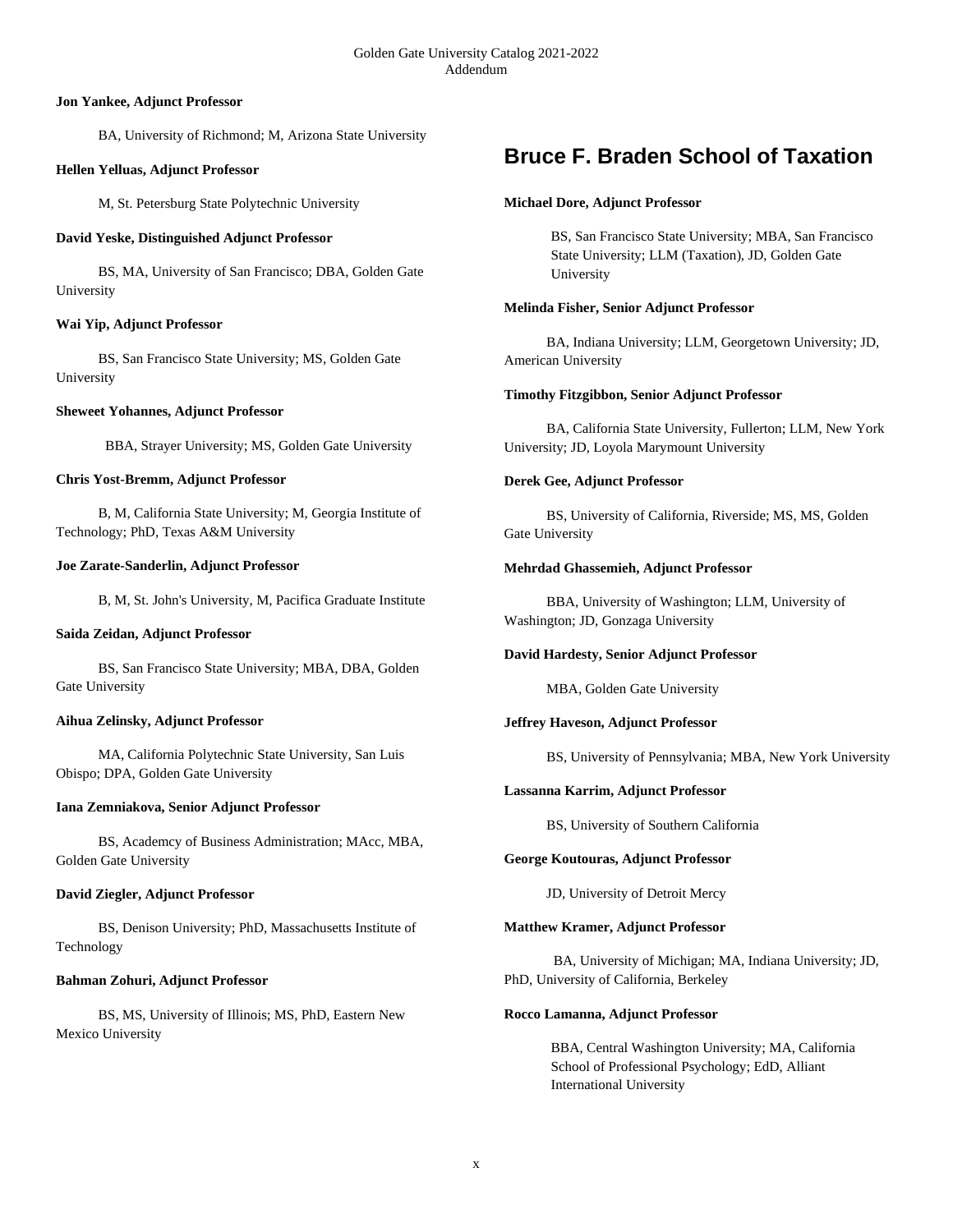**Jon Yankee, Adjunct Professor**

BA, University of Richmond; M, Arizona State University

**Hellen Yelluas, Adjunct Professor**

M, St. Petersburg State Polytechnic University

**David Yeske, Distinguished Adjunct Professor**

BS, MA, University of San Francisco; DBA, Golden Gate University

**Wai Yip, Adjunct Professor**

BS, San Francisco State University; MS, Golden Gate University

**Sheweet Yohannes, Adjunct Professor**

BBA, Strayer University; MS, Golden Gate University

**Chris Yost-Bremm, Adjunct Professor**

B, M, California State University; M, Georgia Institute of Technology; PhD, Texas A&M University

**Joe Zarate-Sanderlin, Adjunct Professor**

B, M, St. John's University, M, Pacifica Graduate Institute

**Saida Zeidan, Adjunct Professor**

BS, San Francisco State University; MBA, DBA, Golden Gate University

**Aihua Zelinsky, Adjunct Professor**

MA, California Polytechnic State University, San Luis Obispo; DPA, Golden Gate University

**Iana Zemniakova, Senior Adjunct Professor**

BS, Academcy of Business Administration; MAcc, MBA, Golden Gate University

**David Ziegler, Adjunct Professor**

BS, Denison University; PhD, Massachusetts Institute of Technology

**Bahman Zohuri, Adjunct Professor**

BS, MS, University of Illinois; MS, PhD, Eastern New Mexico University

## Bruce F. Braden School of Taxation

**Michael Dore, Adjunct Professor**

BS, San Francisco State University; MBA, San Francisco State University; LLM (Taxation), JD, Golden Gate University

**Melinda Fisher, Senior Adjunct Professor**

BA, Indiana University; LLM, Georgetown University; JD, American University

**Timothy Fitzgibbon, Senior Adjunct Professor**

BA, California State University, Fullerton; LLM, New York University; JD, Loyola Marymount University

**Derek Gee, Adjunct Professor**

BS, University of California, Riverside; MS, MS, Golden Gate University

**Mehrdad Ghassemieh, Adjunct Professor**

BBA, University of Washington; LLM, University of Washington; JD, Gonzaga University

**David Hardesty, Senior Adjunct Professor**

MBA, Golden Gate University

**Jeffrey Haveson, Adjunct Professor**

BS, University of Pennsylvania; MBA, New York University

**Lassanna Karrim, Adjunct Professor**

BS, University of Southern California

**George Koutouras, Adjunct Professor**

JD, University of Detroit Mercy

**Matthew Kramer, Adjunct Professor**

BA, University of Michigan; MA, Indiana University; JD, PhD, University of California, Berkeley

**Rocco Lamanna, Adjunct Professor**

BBA, Central Washington University; MA, California School of Professional Psychology; EdD, Alliant International University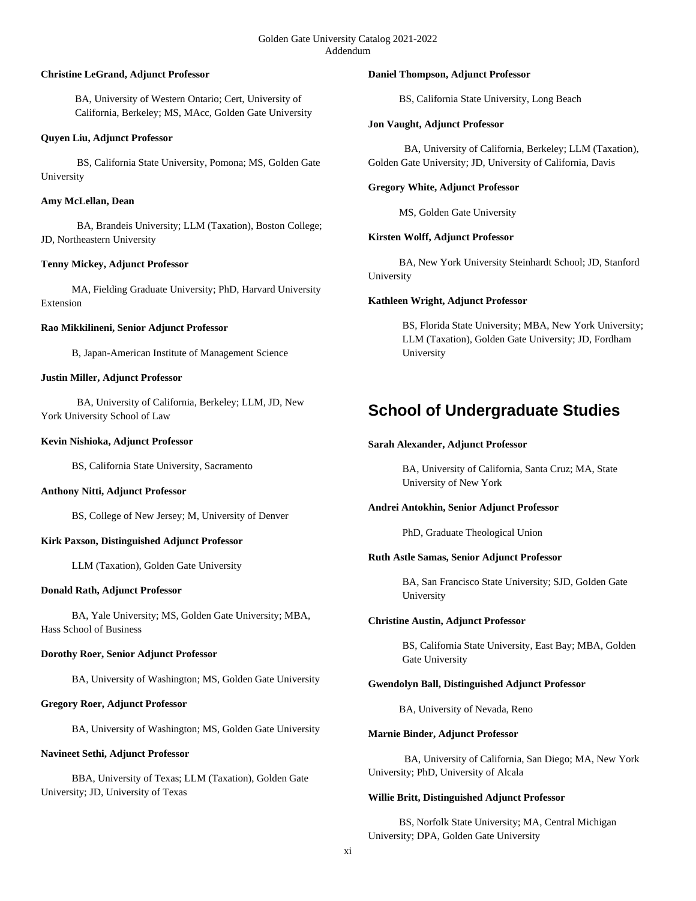**Christine LeGrand, Adjunct Professor**

BA, University of Western Ontario; Cert, University of California, Berkeley; MS, MAcc, Golden Gate University

**Quyen Liu, Adjunct Professor**

BS, California State University, Pomona; MS, Golden Gate University

**Amy McLellan, Dean**

BA, Brandeis University; LLM (Taxation), Boston College; JD, Northeastern University

**Tenny Mickey, Adjunct Professor**

MA, Fielding Graduate University; PhD, Harvard University Extension

**Rao Mikkilineni, Senior Adjunct Professor**

B, Japan-American Institute of Management Science

**Justin Miller, Adjunct Professor**

BA, University of California, Berkeley; LLM, JD, New York University School of Law

**Kevin Nishioka, Adjunct Professor**

BS, California State University, Sacramento

**Anthony Nitti, Adjunct Professor**

BS, College of New Jersey; M, University of Denver

**Kirk Paxson, Distinguished Adjunct Professor**

LLM (Taxation), Golden Gate University

**Donald Rath, Adjunct Professor**

BA, Yale University; MS, Golden Gate University; MBA, Hass School of Business

**Dorothy Roer, Senior Adjunct Professor**

BA, University of Washington; MS, Golden Gate University

**Gregory Roer, Adjunct Professor**

BA, University of Washington; MS, Golden Gate University

**Navineet Sethi, Adjunct Professor**

BBA, University of Texas; LLM (Taxation), Golden Gate University; JD, University of Texas

**Daniel Thompson, Adjunct Professor**

BS, California State University, Long Beach

**Jon Vaught, Adjunct Professor**

BA, University of California, Berkeley; LLM (Taxation), Golden Gate University; JD, University of California, Davis

**Gregory White, Adjunct Professor**

MS, Golden Gate University

**Kirsten Wolff, Adjunct Professor**

BA, New York University Steinhardt School; JD, Stanford University

**Kathleen Wright, Adjunct Professor**

BS, Florida State University; MBA, New York University; LLM (Taxation), Golden Gate University; JD, Fordham University

## School of Undergraduate Studies

**Sarah Alexander, Adjunct Professor**

BA, University of California, Santa Cruz; MA, State University of New York

**Andrei Antokhin, Senior Adjunct Professor**

PhD, Graduate Theological Union

**Ruth Astle Samas, Senior Adjunct Professor**

BA, San Francisco State University; SJD, Golden Gate University

**Christine Austin, Adjunct Professor**

BS, California State University, East Bay; MBA, Golden Gate University

**Gwendolyn Ball, Distinguished Adjunct Professor**

BA, University of Nevada, Reno

**Marnie Binder, Adjunct Professor**

BA, University of California, San Diego; MA, New York University; PhD, University of Alcala

**Willie Britt, Distinguished Adjunct Professor**

BS, Norfolk State University; MA, Central Michigan University; DPA, Golden Gate University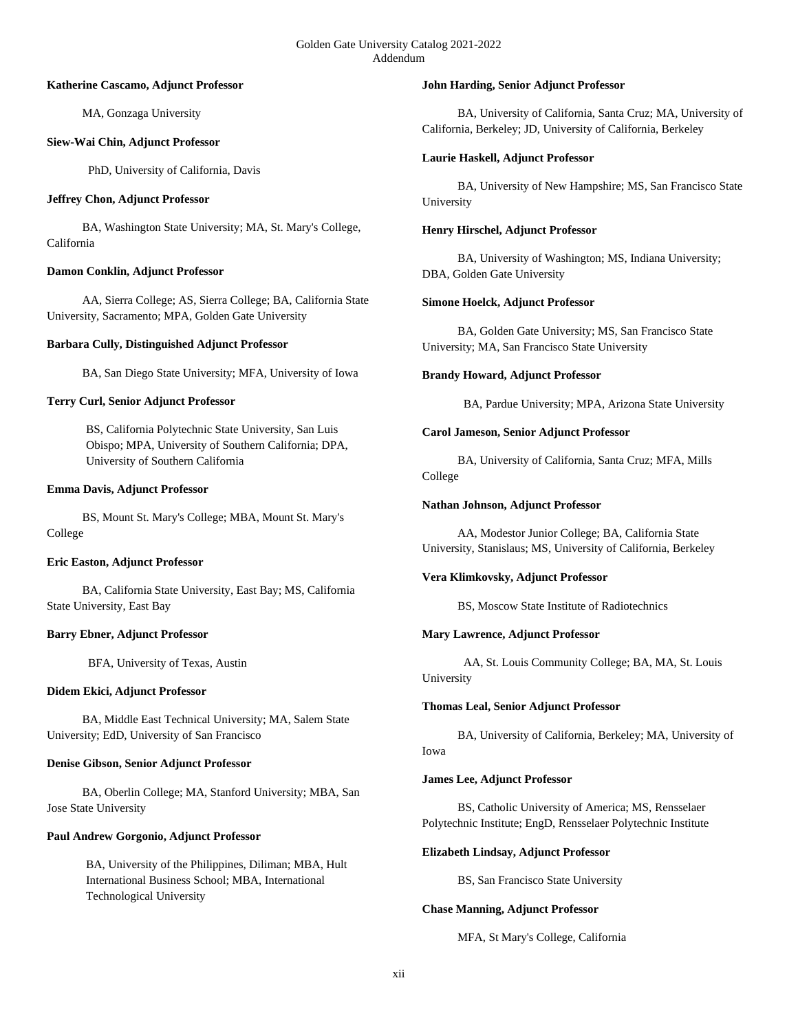**Katherine Cascamo, Adjunct Professor**

MA, Gonzaga University

**Siew-Wai Chin, Adjunct Professor**

PhD, University of California, Davis

**Jeffrey Chon, Adjunct Professor**

BA, Washington State University; MA, St. Mary's College, California

**Damon Conklin, Adjunct Professor**

AA, Sierra College; AS, Sierra College; BA, California State University, Sacramento; MPA, Golden Gate University

**Barbara Cully, Distinguished Adjunct Professor**

BA, San Diego State University; MFA, University of Iowa

**Terry Curl, Senior Adjunct Professor**

BS, California Polytechnic State University, San Luis Obispo; MPA, University of Southern California; DPA, University of Southern California

**Emma Davis, Adjunct Professor**

BS, Mount St. Mary's College; MBA, Mount St. Mary's College

**Eric Easton, Adjunct Professor**

BA, California State University, East Bay; MS, California State University, East Bay

**Barry Ebner, Adjunct Professor**

BFA, University of Texas, Austin

**Didem Ekici, Adjunct Professor**

BA, Middle East Technical University; MA, Salem State University; EdD, University of San Francisco

**Denise Gibson, Senior Adjunct Professor**

BA, Oberlin College; MA, Stanford University; MBA, San Jose State University

**Paul Andrew Gorgonio, Adjunct Professor**

BA, University of the Philippines, Diliman; MBA, Hult International Business School; MBA, International Technological University

**John Harding, Senior Adjunct Professor**

BA, University of California, Santa Cruz; MA, University of California, Berkeley; JD, University of California, Berkeley

**Laurie Haskell, Adjunct Professor**

BA, University of New Hampshire; MS, San Francisco State University

**Henry Hirschel, Adjunct Professor**

BA, University of Washington; MS, Indiana University; DBA, Golden Gate University

**Simone Hoelck, Adjunct Professor**

BA, Golden Gate University; MS, San Francisco State University; MA, San Francisco State University

**Brandy Howard, Adjunct Professor**

BA, Pardue University; MPA, Arizona State University

**Carol Jameson, Senior Adjunct Professor**

BA, University of California, Santa Cruz; MFA, Mills College

**Nathan Johnson, Adjunct Professor**

AA, Modestor Junior College; BA, California State University, Stanislaus; MS, University of California, Berkeley

**Vera Klimkovsky, Adjunct Professor**

BS, Moscow State Institute of Radiotechnics

**Mary Lawrence, Adjunct Professor**

AA, St. Louis Community College; BA, MA, St. Louis University

**Thomas Leal, Senior Adjunct Professor**

BA, University of California, Berkeley; MA, University of Iowa

**James Lee, Adjunct Professor**

BS, Catholic University of America; MS, Rensselaer Polytechnic Institute; EngD, Rensselaer Polytechnic Institute

**Elizabeth Lindsay, Adjunct Professor**

BS, San Francisco State University

**Chase Manning, Adjunct Professor**

MFA, St Mary's College, California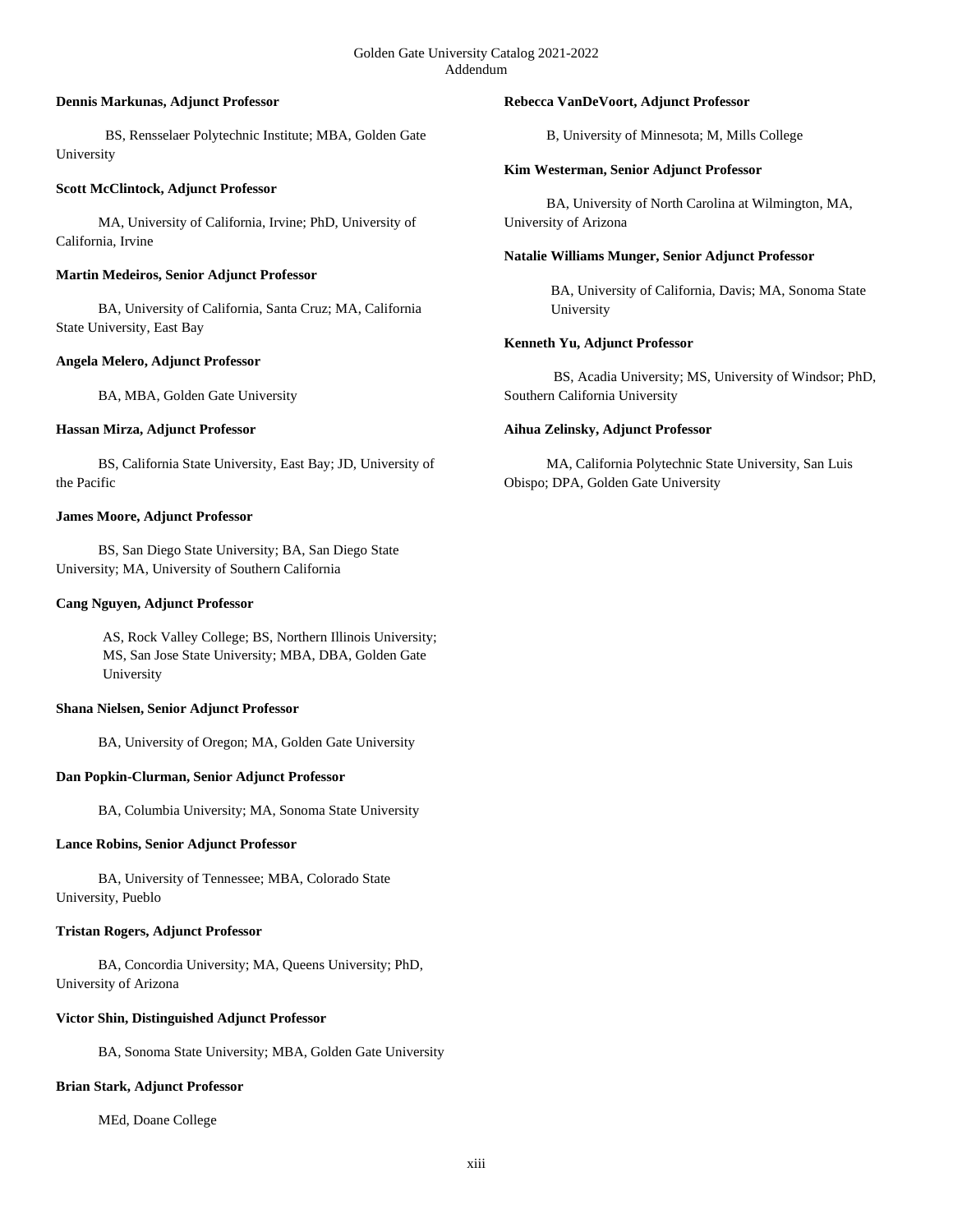**Dennis Markunas, Adjunct Professor**

BS, Rensselaer Polytechnic Institute; MBA, Golden Gate University

**Scott McClintock, Adjunct Professor**

MA, University of California, Irvine; PhD, University of California, Irvine

**Martin Medeiros, Senior Adjunct Professor**

BA, University of California, Santa Cruz; MA, California State University, East Bay

**Angela Melero, Adjunct Professor**

BA, MBA, Golden Gate University

**Hassan Mirza, Adjunct Professor**

BS, California State University, East Bay; JD, University of the Pacific

**James Moore, Adjunct Professor**

BS, San Diego State University; BA, San Diego State University; MA, University of Southern California

**Cang Nguyen, Adjunct Professor**

AS, Rock Valley College; BS, Northern Illinois University; MS, San Jose State University; MBA, DBA, Golden Gate University

**Shana Nielsen, Senior Adjunct Professor**

BA, University of Oregon; MA, Golden Gate University

**Dan Popkin-Clurman, Senior Adjunct Professor**

BA, Columbia University; MA, Sonoma State University

**Lance Robins, Senior Adjunct Professor**

BA, University of Tennessee; MBA, Colorado State University, Pueblo

**Tristan Rogers, Adjunct Professor**

BA, Concordia University; MA, Queens University; PhD, University of Arizona

**Victor Shin, Distinguished Adjunct Professor**

BA, Sonoma State University; MBA, Golden Gate University

**Brian Stark, Adjunct Professor**

MEd, Doane College

**Rebecca VanDeVoort, Adjunct Professor**

B, University of Minnesota; M, Mills College

**Kim Westerman, Senior Adjunct Professor**

BA, University of North Carolina at Wilmington, MA, University of Arizona

**Natalie Williams Munger, Senior Adjunct Professor**

BA, University of California, Davis; MA, Sonoma State University

**Kenneth Yu, Adjunct Professor**

BS, Acadia University; MS, University of Windsor; PhD, Southern California University

**Aihua Zelinsky, Adjunct Professor**

MA, California Polytechnic State University, San Luis Obispo; DPA, Golden Gate University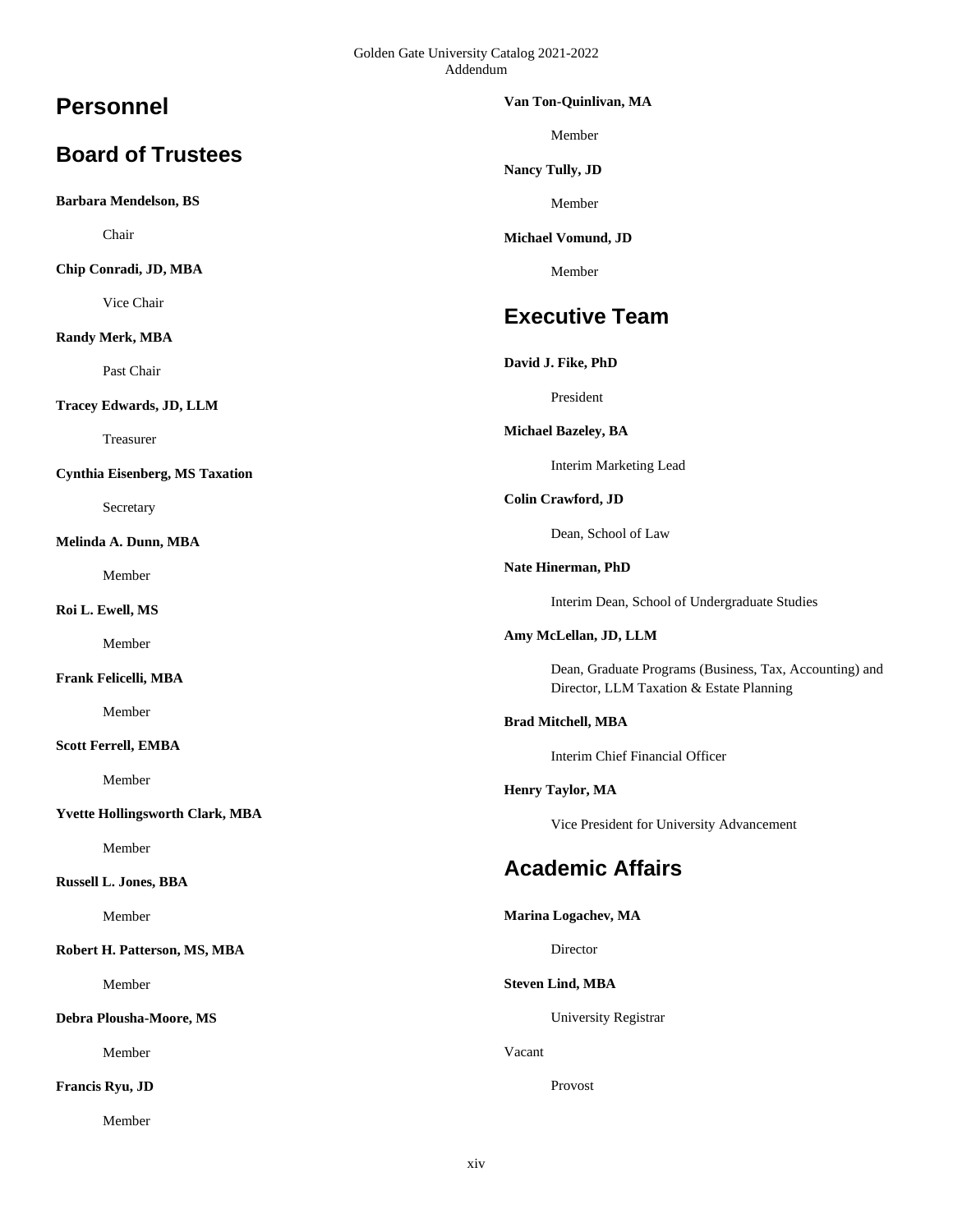# Personnel

## Board of Trustees

**Barbara Mendelson, BS**

Chair

**Chip Conradi, JD, MBA**

Vice Chair

**Randy Merk, MBA**

Past Chair

**Tracey Edwards, JD, LLM**

Treasurer

**Cynthia Eisenberg, MS Taxation**

Secretary

**Melinda A. Dunn, MBA**

Member

**Roi L. Ewell, MS**

Member

**Frank Felicelli, MBA**

Member

**Scott Ferrell, EMBA**

Member

**Yvette Hollingsworth Clark, MBA**

Member

**Russell L. Jones, BBA**

Member

**Robert H. Patterson, MS, MBA**

Member

**Debra Plousha-Moore, MS**

Member

**Francis Ryu, JD**

Member

**Van Ton-Quinlivan, MA**

Member

**Nancy Tully, JD**

Member

**Michael Vomund, JD**

Member

## Executive Team

**David J. Fike, PhD**

President

**Michael Bazeley, BA**

Interim Marketing Lead

**Colin Crawford, JD**

Dean, School of Law

**Nate Hinerman, PhD**

Interim Dean, School of Undergraduate Studies

**Amy McLellan, JD, LLM**

Dean, Graduate Programs (Business, Tax, Accounting) and Director, LLM Taxation & Estate Planning

**Brad Mitchell, MBA**

Interim Chief Financial Officer

**Henry Taylor, MA**

Vice President for University Advancement

## Academic Affairs

**Marina Logachev, MA**

Director

**Steven Lind, MBA**

University Registrar

Vacant

Provost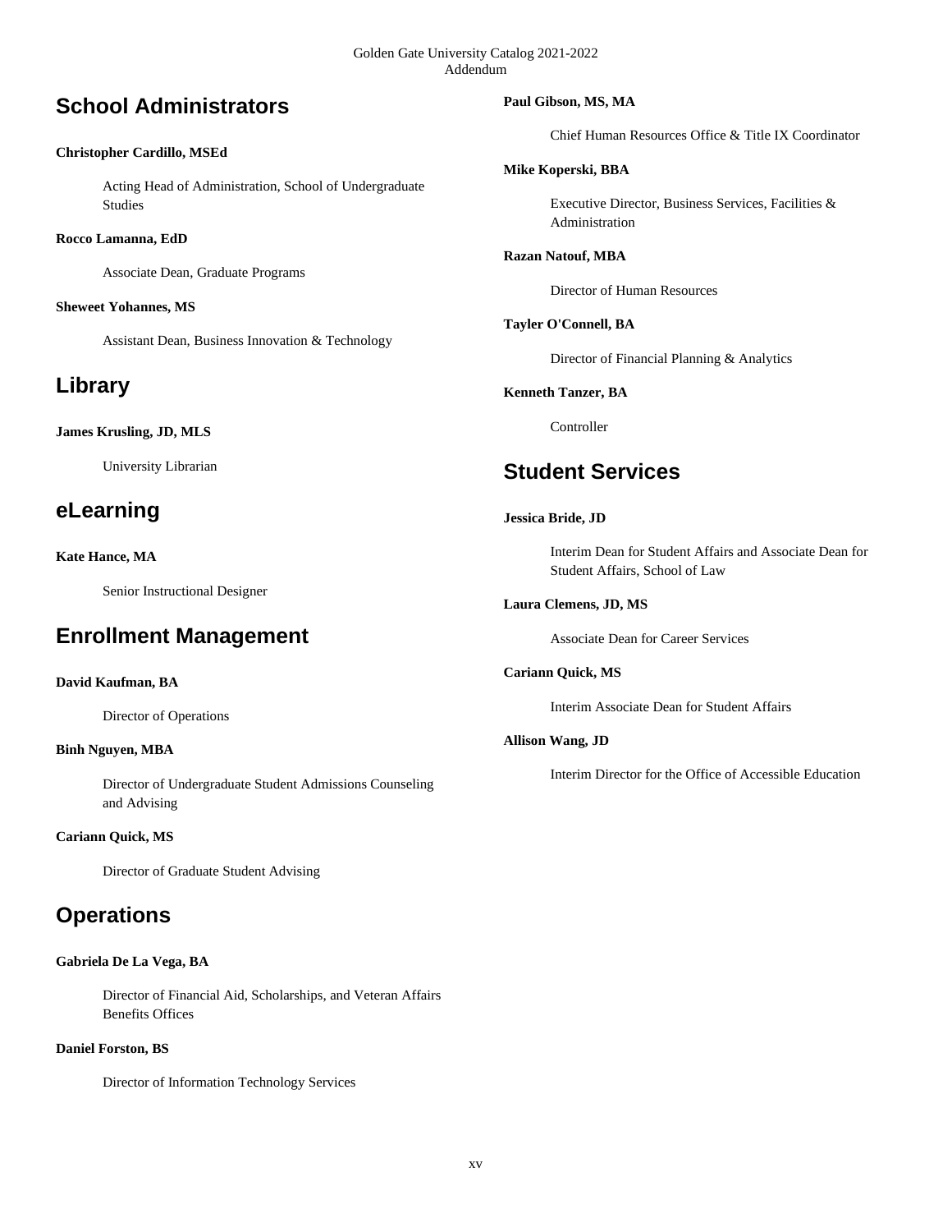## School Administrators

**Christopher Cardillo, MSEd**

Acting Head of Administration, School of Undergraduate Studies

**Rocco Lamanna, EdD**

Associate Dean, Graduate Programs

**Sheweet Yohannes, MS**

Assistant Dean, Business Innovation & Technology

## Library

**James Krusling, JD, MLS**

University Librarian

## eLearning

**Kate Hance, MA**

Senior Instructional Designer

## Enrollment Management

**David Kaufman, BA**

Director of Operations

**Binh Nguyen, MBA**

Director of Undergraduate Student Admissions Counseling and Advising

**Cariann Quick, MS**

Director of Graduate Student Advising

## Operations

**Gabriela De La Vega, BA**

Director of Financial Aid, Scholarships, and Veteran Affairs Benefits Offices

**Daniel Forston, BS**

Director of Information Technology Services

**Paul Gibson, MS, MA**

Chief Human Resources Office & Title IX Coordinator

**Mike Koperski, BBA**

Executive Director, Business Services, Facilities & Administration

**Razan Natouf, MBA**

Director of Human Resources

**Tayler O'Connell, BA**

Director of Financial Planning & Analytics

**Kenneth Tanzer, BA**

Controller

## Student Services

**Jessica Bride, JD**

Interim Dean for Student Affairs and Associate Dean for Student Affairs, School of Law

**Laura Clemens, JD, MS**

Associate Dean for Career Services

**Cariann Quick, MS**

Interim Associate Dean for Student Affairs

**Allison Wang, JD**

Interim Director for the Office of Accessible Education